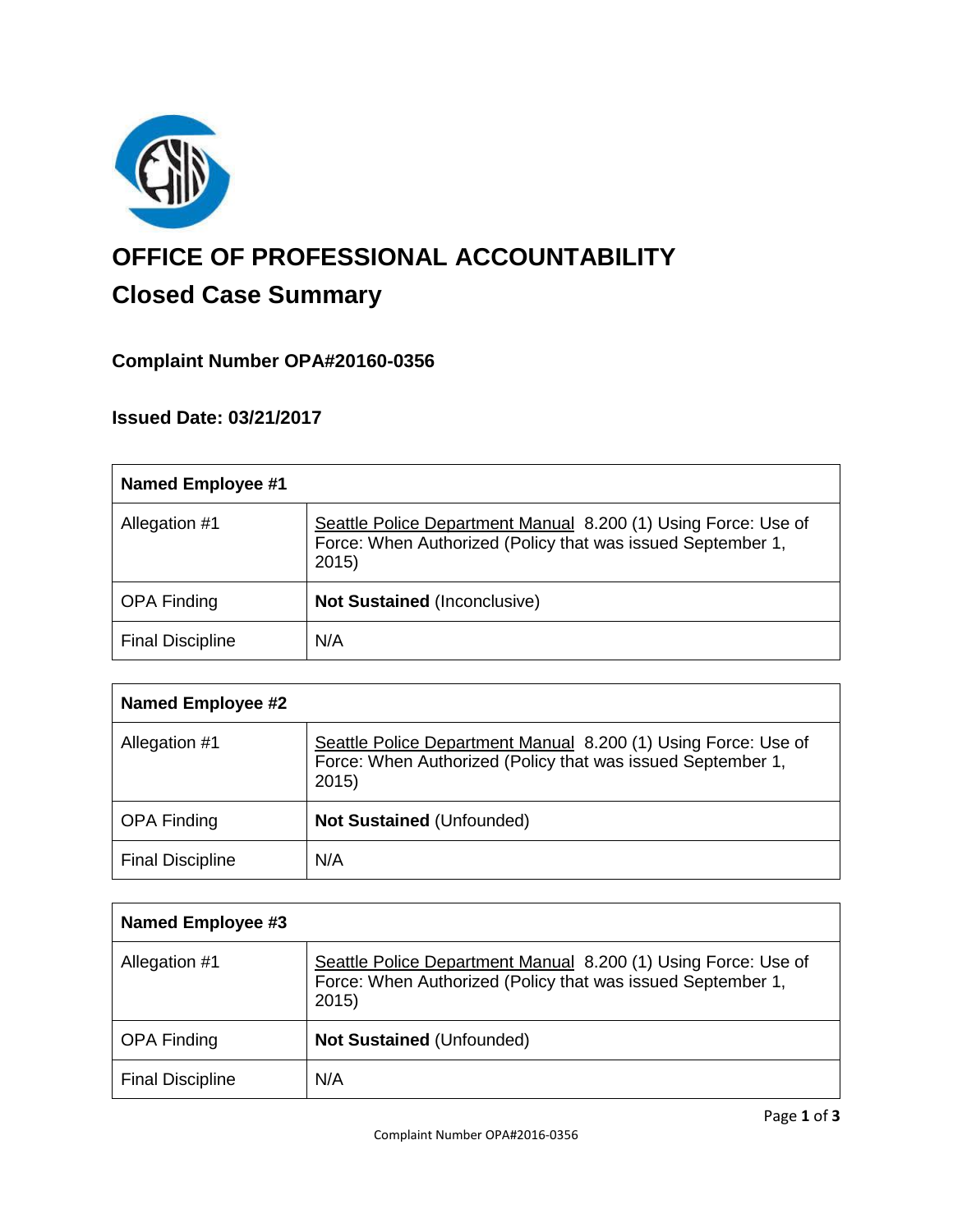# OFFICE OF PROFESSIONAL ACCOUNTABILITY

## Closed Case Summary

### Complaint Number OPA#20160-0356

### Issued Date: 03/21/2017

| **Named Employee #1** | |
| --- | --- |
| Allegation #1 | Seattle Police Department Manual 8.200 (1) Using Force: Use of Force: When Authorized (Policy that was issued September 1, 2015) |
| OPA Finding | **Not Sustained** (Inconclusive) |
| Final Discipline | N/A |

| **Named Employee #2** | |
| --- | --- |
| Allegation #1 | Seattle Police Department Manual 8.200 (1) Using Force: Use of Force: When Authorized (Policy that was issued September 1, 2015) |
| OPA Finding | **Not Sustained** (Unfounded) |
| Final Discipline | N/A |

| **Named Employee #3** | |
| --- | --- |
| Allegation #1 | Seattle Police Department Manual 8.200 (1) Using Force: Use of Force: When Authorized (Policy that was issued September 1, 2015) |
| OPA Finding | **Not Sustained** (Unfounded) |
| Final Discipline | N/A |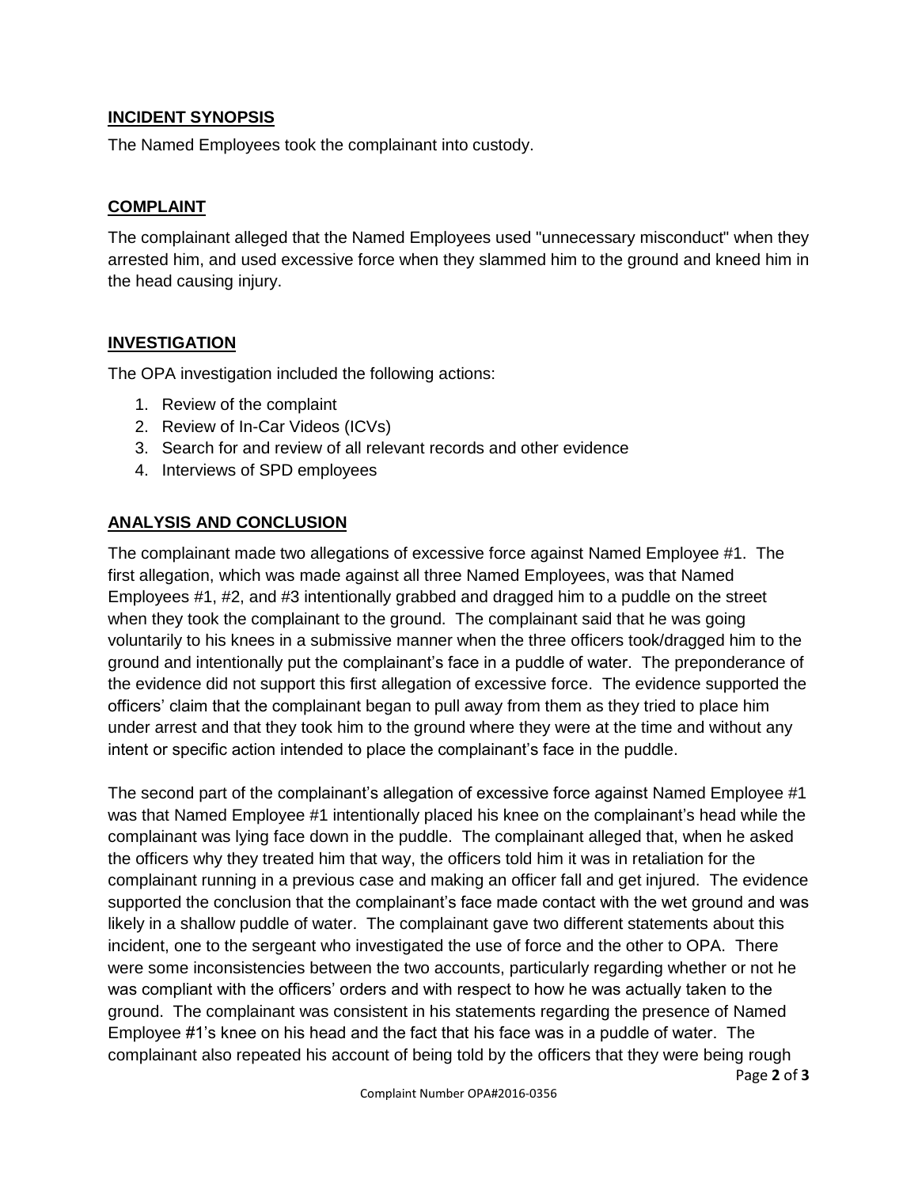## INCIDENT SYNOPSIS

The Named Employees took the complainant into custody.

## COMPLAINT

The complainant alleged that the Named Employees used "unnecessary misconduct" when they arrested him, and used excessive force when they slammed him to the ground and kneed him in the head causing injury.

## INVESTIGATION

The OPA investigation included the following actions:

1. Review of the complaint
2. Review of In-Car Videos (ICVs)
3. Search for and review of all relevant records and other evidence
4. Interviews of SPD employees

## ANALYSIS AND CONCLUSION

The complainant made two allegations of excessive force against Named Employee #1. The first allegation, which was made against all three Named Employees, was that Named Employees #1, #2, and #3 intentionally grabbed and dragged him to a puddle on the street when they took the complainant to the ground. The complainant said that he was going voluntarily to his knees in a submissive manner when the three officers took/dragged him to the ground and intentionally put the complainant's face in a puddle of water. The preponderance of the evidence did not support this first allegation of excessive force. The evidence supported the officers' claim that the complainant began to pull away from them as they tried to place him under arrest and that they took him to the ground where they were at the time and without any intent or specific action intended to place the complainant's face in the puddle.

The second part of the complainant's allegation of excessive force against Named Employee #1 was that Named Employee #1 intentionally placed his knee on the complainant's head while the complainant was lying face down in the puddle. The complainant alleged that, when he asked the officers why they treated him that way, the officers told him it was in retaliation for the complainant running in a previous case and making an officer fall and get injured. The evidence supported the conclusion that the complainant's face made contact with the wet ground and was likely in a shallow puddle of water. The complainant gave two different statements about this incident, one to the sergeant who investigated the use of force and the other to OPA. There were some inconsistencies between the two accounts, particularly regarding whether or not he was compliant with the officers' orders and with respect to how he was actually taken to the ground. The complainant was consistent in his statements regarding the presence of Named Employee #1's knee on his head and the fact that his face was in a puddle of water. The complainant also repeated his account of being told by the officers that they were being rough

Complaint Number OPA#2016-0356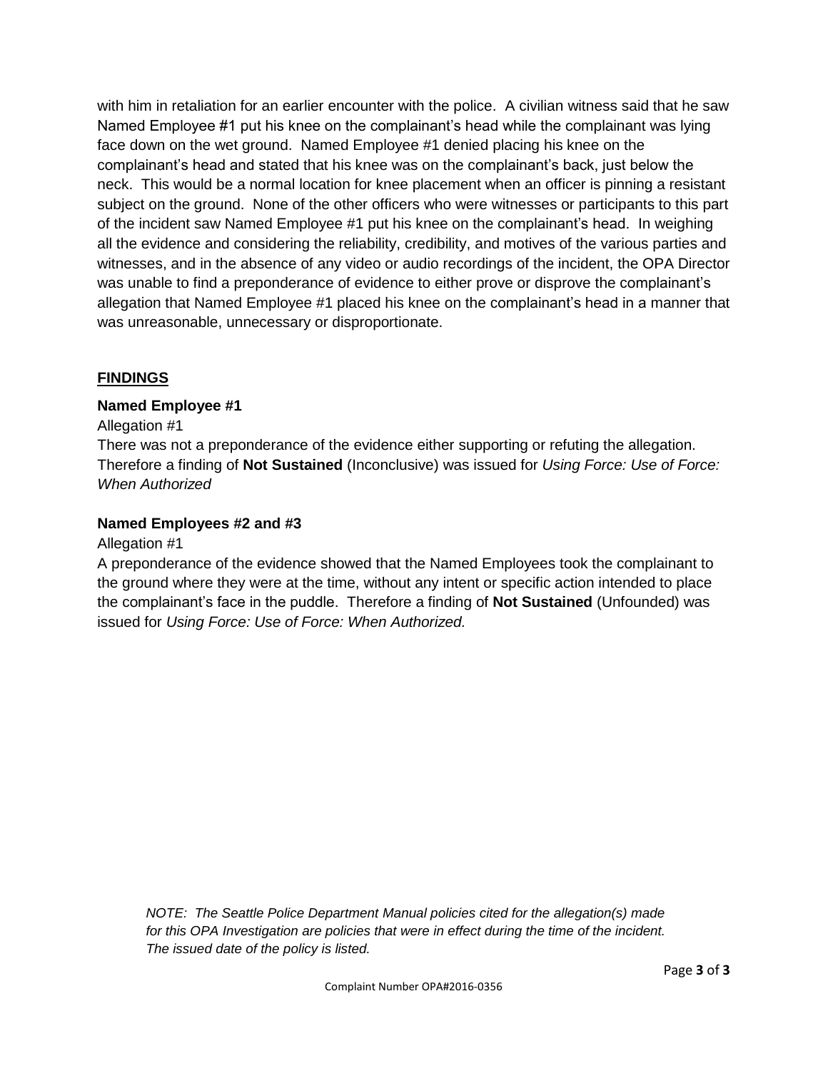with him in retaliation for an earlier encounter with the police. A civilian witness said that he saw Named Employee #1 put his knee on the complainant's head while the complainant was lying face down on the wet ground. Named Employee #1 denied placing his knee on the complainant's head and stated that his knee was on the complainant's back, just below the neck. This would be a normal location for knee placement when an officer is pinning a resistant subject on the ground. None of the other officers who were witnesses or participants to this part of the incident saw Named Employee #1 put his knee on the complainant's head. In weighing all the evidence and considering the reliability, credibility, and motives of the various parties and witnesses, and in the absence of any video or audio recordings of the incident, the OPA Director was unable to find a preponderance of evidence to either prove or disprove the complainant's allegation that Named Employee #1 placed his knee on the complainant's head in a manner that was unreasonable, unnecessary or disproportionate.

## FINDINGS

### Named Employee #1

Allegation #1

There was not a preponderance of the evidence either supporting or refuting the allegation. Therefore a finding of **Not Sustained** (Inconclusive) was issued for *Using Force: Use of Force: When Authorized*

### Named Employees #2 and #3

Allegation #1

A preponderance of the evidence showed that the Named Employees took the complainant to the ground where they were at the time, without any intent or specific action intended to place the complainant's face in the puddle. Therefore a finding of **Not Sustained** (Unfounded) was issued for *Using Force: Use of Force: When Authorized.*

*NOTE: The Seattle Police Department Manual policies cited for the allegation(s) made for this OPA Investigation are policies that were in effect during the time of the incident. The issued date of the policy is listed.*

Complaint Number OPA#2016-0356